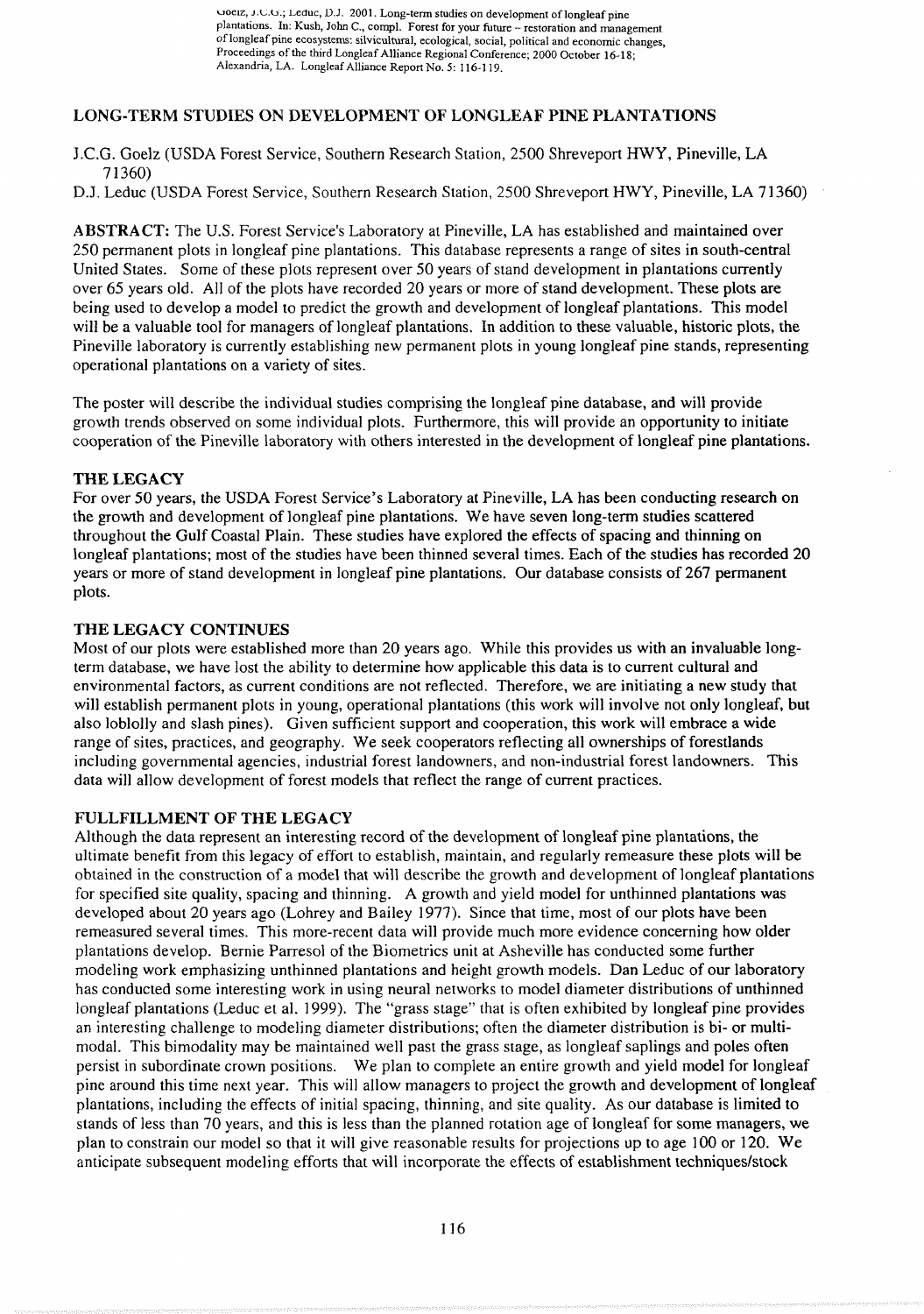Goelz, J.C.G.; Leduc, D.J. 2001. Long-term studies on development of longleaf pine plantations. In: Kush, John C., compl. Forest for your future – restoration and management of longleaf pine ecosystems: silvicultural, ecological, social, political and economic changes, Proceedings of the third Longleaf Alliance Regional Conference; 2000 October 16-18; Alexandria, LA. Longleaf Alliance Report No. 5: 116-119.

# LONG-TERM STUDIES ON DEVELOPMENT OF LONGLEAF PINE PLANTATIONS

J.C.G. Goelz (USDA Forest Service, Southern Research Station, 2500 Shreveport HWY, Pineville, LA 71360)

D.J. Leduc (USDA Forest Service, Southern Research Station, 2500 Shreveport HWY, Pineville, LA 71360)

**ABSTRACT:** The U.S. Forest Service's Laboratory at Pineville, LA has established and maintained over 250 permanent plots in longleaf pine plantations. This database represents a range of sites in south-central United States. Some of these plots represent over 50 years of stand development in plantations currently over 65 years old. All of the plots have recorded 20 years or more of stand development. These plots are being used to develop a model to predict the growth and development of longleaf plantations. This model will be a valuable tool for managers of longleaf plantations. In addition to these valuable, historic plots, the Pineville laboratory is currently establishing new permanent plots in young longleaf pine stands, representing operational plantations on a variety of sites.

The poster will describe the individual studies comprising the longleaf pine database, and will provide growth trends observed on some individual plots. Furthermore, this will provide an opportunity to initiate cooperation of the Pineville laboratory with others interested in the development of longleaf pine plantations.

## THE LEGACY

For over 50 years, the USDA Forest Service's Laboratory at Pineville, LA has been conducting research on the growth and development of longleaf pine plantations. We have seven long-term studies scattered throughout the Gulf Coastal Plain. These studies have explored the effects of spacing and thinning on longleaf plantations; most of the studies have been thinned several times. Each of the studies has recorded 20 years or more of stand development in longleaf pine plantations. Our database consists of 267 permanent plots.

## THE LEGACY CONTINUES

Most of our plots were established more than 20 years ago. While this provides us with an invaluable long-term database, we have lost the ability to determine how applicable this data is to current cultural and environmental factors, as current conditions are not reflected. Therefore, we are initiating a new study that will establish permanent plots in young, operational plantations (this work will involve not only longleaf, but also loblolly and slash pines). Given sufficient support and cooperation, this work will embrace a wide range of sites, practices, and geography. We seek cooperators reflecting all ownerships of forestlands including governmental agencies, industrial forest landowners, and non-industrial forest landowners. This data will allow development of forest models that reflect the range of current practices.

## FULLFILLMENT OF THE LEGACY

Although the data represent an interesting record of the development of longleaf pine plantations, the ultimate benefit from this legacy of effort to establish, maintain, and regularly remeasure these plots will be obtained in the construction of a model that will describe the growth and development of longleaf plantations for specified site quality, spacing and thinning. A growth and yield model for unthinned plantations was developed about 20 years ago (Lohrey and Bailey 1977). Since that time, most of our plots have been remeasured several times. This more-recent data will provide much more evidence concerning how older plantations develop. Bernie Parresol of the Biometrics unit at Asheville has conducted some further modeling work emphasizing unthinned plantations and height growth models. Dan Leduc of our laboratory has conducted some interesting work in using neural networks to model diameter distributions of unthinned longleaf plantations (Leduc et al. 1999). The "grass stage" that is often exhibited by longleaf pine provides an interesting challenge to modeling diameter distributions; often the diameter distribution is bi- or multi-modal. This bimodality may be maintained well past the grass stage, as longleaf saplings and poles often persist in subordinate crown positions. We plan to complete an entire growth and yield model for longleaf pine around this time next year. This will allow managers to project the growth and development of longleaf plantations, including the effects of initial spacing, thinning, and site quality. As our database is limited to stands of less than 70 years, and this is less than the planned rotation age of longleaf for some managers, we plan to constrain our model so that it will give reasonable results for projections up to age 100 or 120. We anticipate subsequent modeling efforts that will incorporate the effects of establishment techniques/stock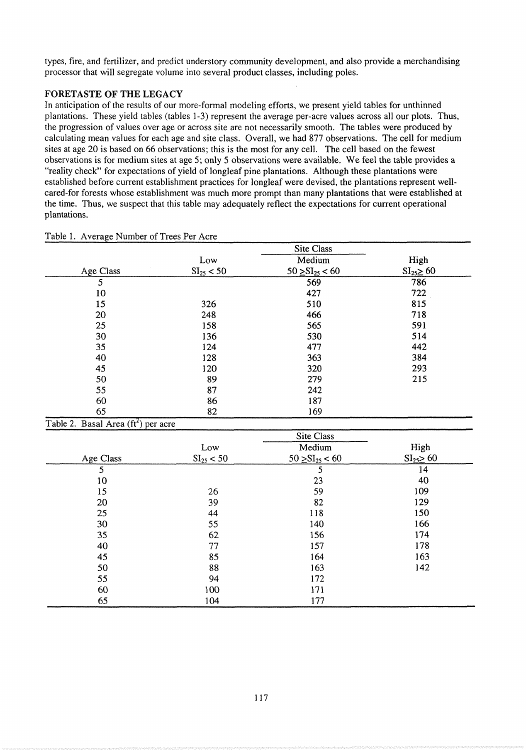types, fire, and fertilizer, and predict understory community development, and also provide a merchandising processor that will segregate volume into several product classes, including poles.

## FORETASTE OF THE LEGACY

In anticipation of the results of our more-formal modeling efforts, we present yield tables for unthinned plantations. These yield tables (tables 1-3) represent the average per-acre values across all our plots. Thus, the progression of values over age or across site are not necessarily smooth. The tables were produced by calculating mean values for each age and site class. Overall, we had 877 observations. The cell for medium sites at age 20 is based on 66 observations; this is the most for any cell. The cell based on the fewest observations is for medium sites at age 5; only 5 observations were available. We feel the table provides a "reality check" for expectations of yield of longleaf pine plantations. Although these plantations were established before current establishment practices for longleaf were devised, the plantations represent well-cared-for forests whose establishment was much more prompt than many plantations that were established at the time. Thus, we suspect that this table may adequately reflect the expectations for current operational plantations.

Table 1. Average Number of Trees Per Acre

| | | Site Class | |
|---|---|---|---|
| Age Class | Low $SI_{25} < 50$ | Medium $50 \geq SI_{25} < 60$ | High $SI_{25} \geq 60$ |
| 5 | | 569 | 786 |
| 10 | | 427 | 722 |
| 15 | 326 | 510 | 815 |
| 20 | 248 | 466 | 718 |
| 25 | 158 | 565 | 591 |
| 30 | 136 | 530 | 514 |
| 35 | 124 | 477 | 442 |
| 40 | 128 | 363 | 384 |
| 45 | 120 | 320 | 293 |
| 50 | 89 | 279 | 215 |
| 55 | 87 | 242 | |
| 60 | 86 | 187 | |
| 65 | 82 | 169 | |

Table 2. Basal Area ($ft^2$) per acre

| | | Site Class | |
|---|---|---|---|
| Age Class | Low $SI_{25} < 50$ | Medium $50 \geq SI_{25} < 60$ | High $SI_{25} \geq 60$ |
| 5 | | 5 | 14 |
| 10 | | 23 | 40 |
| 15 | 26 | 59 | 109 |
| 20 | 39 | 82 | 129 |
| 25 | 44 | 118 | 150 |
| 30 | 55 | 140 | 166 |
| 35 | 62 | 156 | 174 |
| 40 | 77 | 157 | 178 |
| 45 | 85 | 164 | 163 |
| 50 | 88 | 163 | 142 |
| 55 | 94 | 172 | |
| 60 | 100 | 171 | |
| 65 | 104 | 177 | |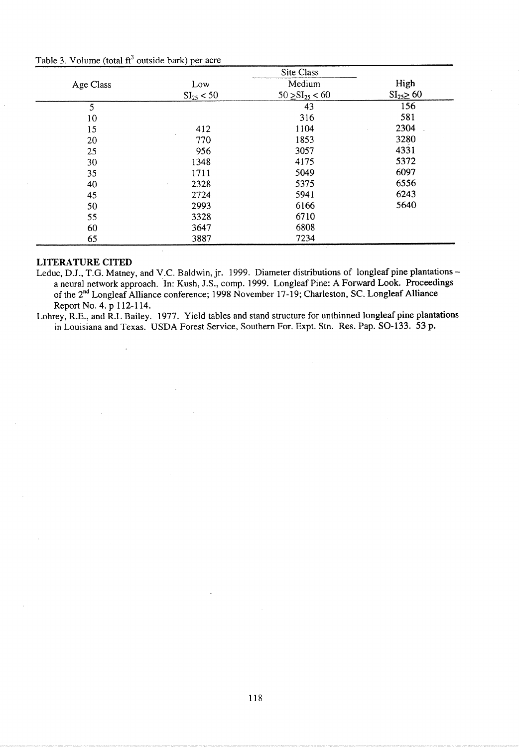Table 3. Volume (total $ft^3$ outside bark) per acre

| Age Class | Site Class | | |
|---|---|---|---|
| | Low $SI_{25} < 50$ | Medium $50 \geq SI_{25} < 60$ | High $SI_{25} \geq 60$ |
| 5 | | 43 | 156 |
| 10 | | 316 | 581 |
| 15 | 412 | 1104 | 2304 |
| 20 | 770 | 1853 | 3280 |
| 25 | 956 | 3057 | 4331 |
| 30 | 1348 | 4175 | 5372 |
| 35 | 1711 | 5049 | 6097 |
| 40 | 2328 | 5375 | 6556 |
| 45 | 2724 | 5941 | 6243 |
| 50 | 2993 | 6166 | 5640 |
| 55 | 3328 | 6710 | |
| 60 | 3647 | 6808 | |
| 65 | 3887 | 7234 | |

**LITERATURE CITED**

Leduc, D.J., T.G. Matney, and V.C. Baldwin, jr. 1999. Diameter distributions of longleaf pine plantations – a neural network approach. In: Kush, J.S., comp. 1999. Longleaf Pine: A Forward Look. Proceedings of the 2nd Longleaf Alliance conference; 1998 November 17-19; Charleston, SC. Longleaf Alliance Report No. 4. p 112-114.

Lohrey, R.E., and R.L Bailey. 1977. Yield tables and stand structure for unthinned longleaf pine plantations in Louisiana and Texas. USDA Forest Service, Southern For. Expt. Stn. Res. Pap. SO-133. 53 p.